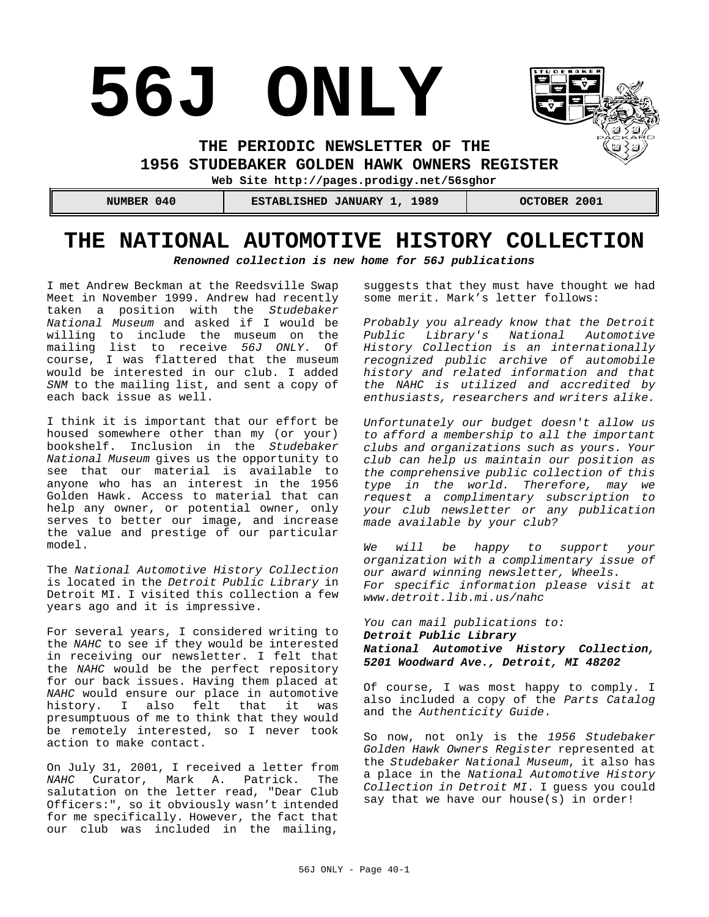# 56J ONLY

**THE PERIODIC NEWSLETTER OF THE**
**1956 STUDEBAKER GOLDEN HAWK OWNERS REGISTER**

**Web Site http://pages.prodigy.net/56sghor**

| NUMBER 040 | ESTABLISHED JANUARY 1, 1989 | OCTOBER 2001 |
|---|---|---|

# THE NATIONAL AUTOMOTIVE HISTORY COLLECTION

***Renowned collection is new home for 56J publications***

I met Andrew Beckman at the Reedsville Swap Meet in November 1999. Andrew had recently taken a position with the *Studebaker National Museum* and asked if I would be willing to include the museum on the mailing list to receive *56J ONLY*. Of course, I was flattered that the museum would be interested in our club. I added *SNM* to the mailing list, and sent a copy of each back issue as well.

I think it is important that our effort be housed somewhere other than my (or your) bookshelf. Inclusion in the *Studebaker National Museum* gives us the opportunity to see that our material is available to anyone who has an interest in the 1956 Golden Hawk. Access to material that can help any owner, or potential owner, only serves to better our image, and increase the value and prestige of our particular model.

The *National Automotive History Collection* is located in the *Detroit Public Library* in Detroit MI. I visited this collection a few years ago and it is impressive.

For several years, I considered writing to the *NAHC* to see if they would be interested in receiving our newsletter. I felt that the *NAHC* would be the perfect repository for our back issues. Having them placed at *NAHC* would ensure our place in automotive history. I also felt that it was presumptuous of me to think that they would be remotely interested, so I never took action to make contact.

On July 31, 2001, I received a letter from *NAHC* Curator, Mark A. Patrick. The salutation on the letter read, "Dear Club Officers:", so it obviously wasn't intended for me specifically. However, the fact that our club was included in the mailing, suggests that they must have thought we had some merit. Mark's letter follows:

*Probably you already know that the Detroit Public Library's National Automotive History Collection is an internationally recognized public archive of automobile history and related information and that the NAHC is utilized and accredited by enthusiasts, researchers and writers alike.*

*Unfortunately our budget doesn't allow us to afford a membership to all the important clubs and organizations such as yours. Your club can help us maintain our position as the comprehensive public collection of this type in the world. Therefore, may we request a complimentary subscription to your club newsletter or any publication made available by your club?*

*We will be happy to support your organization with a complimentary issue of our award winning newsletter, Wheels. For specific information please visit at www.detroit.lib.mi.us/nahc*

*You can mail publications to:*
***Detroit Public Library***
***National Automotive History Collection, 5201 Woodward Ave., Detroit, MI 48202***

Of course, I was most happy to comply. I also included a copy of the *Parts Catalog* and the *Authenticity Guide*.

So now, not only is the *1956 Studebaker Golden Hawk Owners Register* represented at the *Studebaker National Museum*, it also has a place in the *National Automotive History Collection in Detroit MI*. I guess you could say that we have our house(s) in order!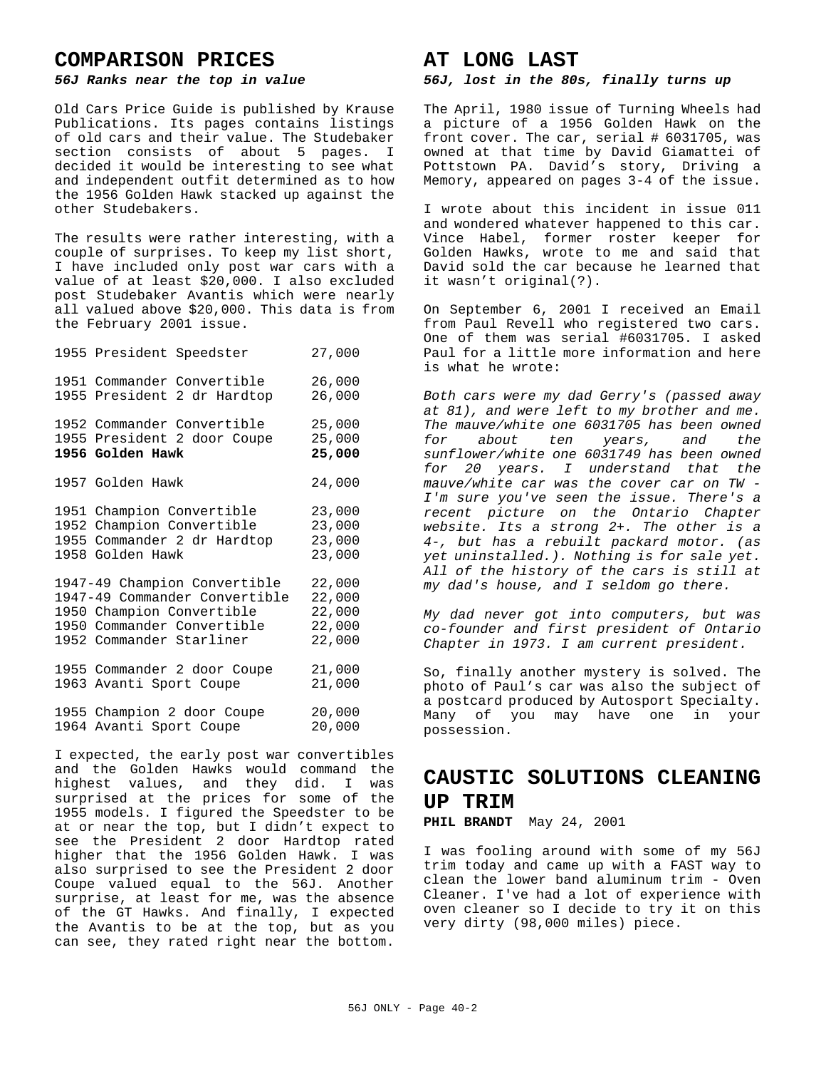## COMPARISON PRICES

***56J Ranks near the top in value***

Old Cars Price Guide is published by Krause Publications. Its pages contains listings of old cars and their value. The Studebaker section consists of about 5 pages. I decided it would be interesting to see what and independent outfit determined as to how the 1956 Golden Hawk stacked up against the other Studebakers.

The results were rather interesting, with a couple of surprises. To keep my list short, I have included only post war cars with a value of at least $20,000. I also excluded post Studebaker Avantis which were nearly all valued above $20,000. This data is from the February 2001 issue.

| Car | Value |
|---|---|
| 1955 President Speedster | 27,000 |
| 1951 Commander Convertible | 26,000 |
| 1955 President 2 dr Hardtop | 26,000 |
| 1952 Commander Convertible | 25,000 |
| 1955 President 2 door Coupe | 25,000 |
| **1956 Golden Hawk** | **25,000** |
| 1957 Golden Hawk | 24,000 |
| 1951 Champion Convertible | 23,000 |
| 1952 Champion Convertible | 23,000 |
| 1955 Commander 2 dr Hardtop | 23,000 |
| 1958 Golden Hawk | 23,000 |
| 1947-49 Champion Convertible | 22,000 |
| 1947-49 Commander Convertible | 22,000 |
| 1950 Champion Convertible | 22,000 |
| 1950 Commander Convertible | 22,000 |
| 1952 Commander Starliner | 22,000 |
| 1955 Commander 2 door Coupe | 21,000 |
| 1963 Avanti Sport Coupe | 21,000 |
| 1955 Champion 2 door Coupe | 20,000 |
| 1964 Avanti Sport Coupe | 20,000 |

I expected, the early post war convertibles and the Golden Hawks would command the highest values, and they did. I was surprised at the prices for some of the 1955 models. I figured the Speedster to be at or near the top, but I didn't expect to see the President 2 door Hardtop rated higher that the 1956 Golden Hawk. I was also surprised to see the President 2 door Coupe valued equal to the 56J. Another surprise, at least for me, was the absence of the GT Hawks. And finally, I expected the Avantis to be at the top, but as you can see, they rated right near the bottom.

## AT LONG LAST

***56J, lost in the 80s, finally turns up***

The April, 1980 issue of Turning Wheels had a picture of a 1956 Golden Hawk on the front cover. The car, serial # 6031705, was owned at that time by David Giamattei of Pottstown PA. David's story, Driving a Memory, appeared on pages 3-4 of the issue.

I wrote about this incident in issue 011 and wondered whatever happened to this car. Vince Habel, former roster keeper for Golden Hawks, wrote to me and said that David sold the car because he learned that it wasn't original(?).

On September 6, 2001 I received an Email from Paul Revell who registered two cars. One of them was serial #6031705. I asked Paul for a little more information and here is what he wrote:

*Both cars were my dad Gerry's (passed away at 81), and were left to my brother and me. The mauve/white one 6031705 has been owned for about ten years, and the sunflower/white one 6031749 has been owned for 20 years. I understand that the mauve/white car was the cover car on TW - I'm sure you've seen the issue. There's a recent picture on the Ontario Chapter website. Its a strong 2+. The other is a 4-, but has a rebuilt packard motor. (as yet uninstalled.). Nothing is for sale yet. All of the history of the cars is still at my dad's house, and I seldom go there.*

*My dad never got into computers, but was co-founder and first president of Ontario Chapter in 1973. I am current president.*

So, finally another mystery is solved. The photo of Paul's car was also the subject of a postcard produced by Autosport Specialty. Many of you may have one in your possession.

## CAUSTIC SOLUTIONS CLEANING UP TRIM

**PHIL BRANDT** May 24, 2001

I was fooling around with some of my 56J trim today and came up with a FAST way to clean the lower band aluminum trim - Oven Cleaner. I've had a lot of experience with oven cleaner so I decide to try it on this very dirty (98,000 miles) piece.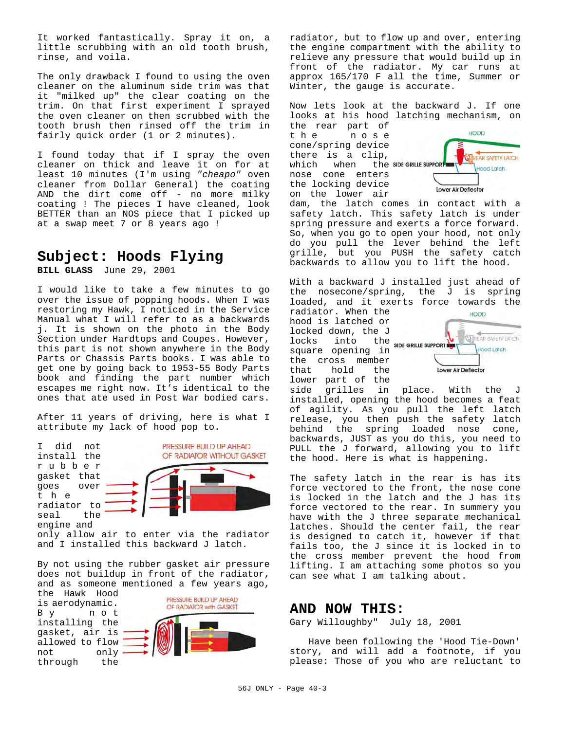It worked fantastically. Spray it on, a little scrubbing with an old tooth brush, rinse, and voila.

The only drawback I found to using the oven cleaner on the aluminum side trim was that it "milked up" the clear coating on the trim. On that first experiment I sprayed the oven cleaner on then scrubbed with the tooth brush then rinsed off the trim in fairly quick order (1 or 2 minutes).

I found today that if I spray the oven cleaner on thick and leave it on for at least 10 minutes (I'm using *"cheapo"* oven cleaner from Dollar General) the coating AND the dirt come off - no more milky coating ! The pieces I have cleaned, look BETTER than an NOS piece that I picked up at a swap meet 7 or 8 years ago !

## Subject: Hoods Flying

**BILL GLASS** June 29, 2001

I would like to take a few minutes to go over the issue of popping hoods. When I was restoring my Hawk, I noticed in the Service Manual what I will refer to as a backwards j. It is shown on the photo in the Body Section under Hardtops and Coupes. However, this part is not shown anywhere in the Body Parts or Chassis Parts books. I was able to get one by going back to 1953-55 Body Parts book and finding the part number which escapes me right now. It's identical to the ones that ate used in Post War bodied cars.

After 11 years of driving, here is what I attribute my lack of hood pop to.

I did not install the rubber gasket that goes over the radiator to seal the engine and only allow air to enter via the radiator and I installed this backward J latch.

PRESSURE BUILD UP AHEAD OF RADIATOR WITHOUT GASKET

By not using the rubber gasket air pressure does not buildup in front of the radiator, and as someone mentioned a few years ago, the Hawk Hood is aerodynamic. By not installing the gasket, air is allowed to flow not only through the radiator, but to flow up and over, entering the engine compartment with the ability to relieve any pressure that would build up in front of the radiator. My car runs at approx 165/170 F all the time, Summer or Winter, the gauge is accurate.

PRESSURE BUILD UP AHEAD OF RADIATOR with GASKET

Now lets look at the backward J. If one looks at his hood latching mechanism, on the rear part of the nose cone/spring device there is a clip, which when the nose cone enters the locking device on the lower air dam, the latch comes in contact with a safety latch. This safety latch is under spring pressure and exerts a force forward. So, when you go to open your hood, not only do you pull the lever behind the left grille, but you PUSH the safety catch backwards to allow you to lift the hood.

HOOD, SIDE GRILLE SUPPORT, REAR SAFETY LATCH, Hood Latch, Lower Air Deflector

With a backward J installed just ahead of the nosecone/spring, the J is spring loaded, and it exerts force towards the radiator. When the hood is latched or locked down, the J locks into the square opening in the cross member that hold the lower part of the side grilles in place. With the J installed, opening the hood becomes a feat of agility. As you pull the left latch release, you then push the safety latch behind the spring loaded nose cone, backwards, JUST as you do this, you need to PULL the J forward, allowing you to lift the hood. Here is what is happening.

HOOD, SIDE GRILLE SUPPORT, REAR SAFETY LATCH, Hood Latch, Lower Air Deflector

The safety latch in the rear is has its force vectored to the front, the nose cone is locked in the latch and the J has its force vectored to the rear. In summery you have with the J three separate mechanical latches. Should the center fail, the rear is designed to catch it, however if that fails too, the J since it is locked in to the cross member prevent the hood from lifting. I am attaching some photos so you can see what I am talking about.

## AND NOW THIS:

Gary Willoughby" July 18, 2001

Have been following the 'Hood Tie-Down' story, and will add a footnote, if you please: Those of you who are reluctant to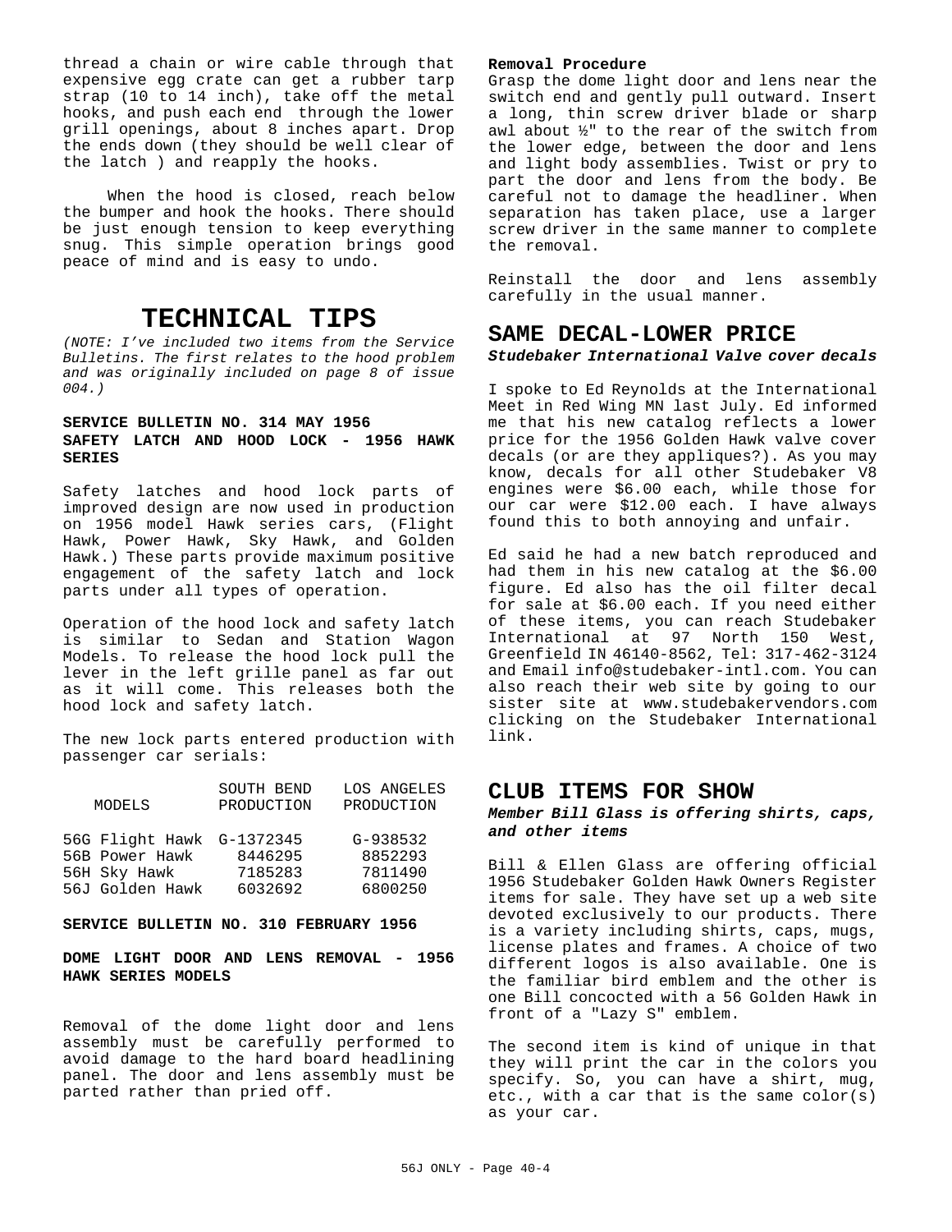thread a chain or wire cable through that expensive egg crate can get a rubber tarp strap (10 to 14 inch), take off the metal hooks, and push each end through the lower grill openings, about 8 inches apart. Drop the ends down (they should be well clear of the latch ) and reapply the hooks.

When the hood is closed, reach below the bumper and hook the hooks. There should be just enough tension to keep everything snug. This simple operation brings good peace of mind and is easy to undo.

# TECHNICAL TIPS

*(NOTE: I've included two items from the Service Bulletins. The first relates to the hood problem and was originally included on page 8 of issue 004.)*

**SERVICE BULLETIN NO. 314 MAY 1956**
**SAFETY LATCH AND HOOD LOCK - 1956 HAWK SERIES**

Safety latches and hood lock parts of improved design are now used in production on 1956 model Hawk series cars, (Flight Hawk, Power Hawk, Sky Hawk, and Golden Hawk.) These parts provide maximum positive engagement of the safety latch and lock parts under all types of operation.

Operation of the hood lock and safety latch is similar to Sedan and Station Wagon Models. To release the hood lock pull the lever in the left grille panel as far out as it will come. This releases both the hood lock and safety latch.

The new lock parts entered production with passenger car serials:

| MODELS | SOUTH BEND PRODUCTION | LOS ANGELES PRODUCTION |
|---|---|---|
| 56G Flight Hawk | G-1372345 | G-938532 |
| 56B Power Hawk | 8446295 | 8852293 |
| 56H Sky Hawk | 7185283 | 7811490 |
| 56J Golden Hawk | 6032692 | 6800250 |

**SERVICE BULLETIN NO. 310 FEBRUARY 1956**

**DOME LIGHT DOOR AND LENS REMOVAL - 1956 HAWK SERIES MODELS**

Removal of the dome light door and lens assembly must be carefully performed to avoid damage to the hard board headlining panel. The door and lens assembly must be parted rather than pried off.

**Removal Procedure**
Grasp the dome light door and lens near the switch end and gently pull outward. Insert a long, thin screw driver blade or sharp awl about ½" to the rear of the switch from the lower edge, between the door and lens and light body assemblies. Twist or pry to part the door and lens from the body. Be careful not to damage the headliner. When separation has taken place, use a larger screw driver in the same manner to complete the removal.

Reinstall the door and lens assembly carefully in the usual manner.

## SAME DECAL-LOWER PRICE

***Studebaker International Valve cover decals***

I spoke to Ed Reynolds at the International Meet in Red Wing MN last July. Ed informed me that his new catalog reflects a lower price for the 1956 Golden Hawk valve cover decals (or are they appliques?). As you may know, decals for all other Studebaker V8 engines were $6.00 each, while those for our car were $12.00 each. I have always found this to both annoying and unfair.

Ed said he had a new batch reproduced and had them in his new catalog at the $6.00 figure. Ed also has the oil filter decal for sale at $6.00 each. If you need either of these items, you can reach Studebaker International at 97 North 150 West, Greenfield IN 46140-8562, Tel: 317-462-3124 and Email info@studebaker-intl.com. You can also reach their web site by going to our sister site at www.studebakervendors.com clicking on the Studebaker International link.

## CLUB ITEMS FOR SHOW

***Member Bill Glass is offering shirts, caps, and other items***

Bill & Ellen Glass are offering official 1956 Studebaker Golden Hawk Owners Register items for sale. They have set up a web site devoted exclusively to our products. There is a variety including shirts, caps, mugs, license plates and frames. A choice of two different logos is also available. One is the familiar bird emblem and the other is one Bill concocted with a 56 Golden Hawk in front of a "Lazy S" emblem.

The second item is kind of unique in that they will print the car in the colors you specify. So, you can have a shirt, mug, etc., with a car that is the same color(s) as your car.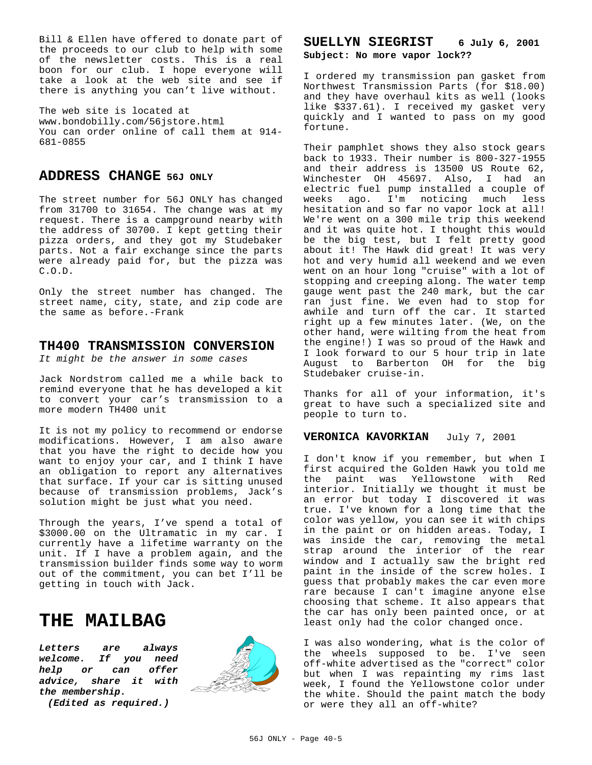Bill & Ellen have offered to donate part of the proceeds to our club to help with some of the newsletter costs. This is a real boon for our club. I hope everyone will take a look at the web site and see if there is anything you can't live without.

The web site is located at
www.bondobilly.com/56jstore.html
You can order online of call them at 914-681-0855

## ADDRESS CHANGE 56J ONLY

The street number for 56J ONLY has changed from 31700 to 31654. The change was at my request. There is a campground nearby with the address of 30700. I kept getting their pizza orders, and they got my Studebaker parts. Not a fair exchange since the parts were already paid for, but the pizza was C.O.D.

Only the street number has changed. The street name, city, state, and zip code are the same as before.-Frank

## TH400 TRANSMISSION CONVERSION

*It might be the answer in some cases*

Jack Nordstrom called me a while back to remind everyone that he has developed a kit to convert your car's transmission to a more modern TH400 unit

It is not my policy to recommend or endorse modifications. However, I am also aware that you have the right to decide how you want to enjoy your car, and I think I have an obligation to report any alternatives that surface. If your car is sitting unused because of transmission problems, Jack's solution might be just what you need.

Through the years, I've spend a total of $3000.00 on the Ultramatic in my car. I currently have a lifetime warranty on the unit. If I have a problem again, and the transmission builder finds some way to worm out of the commitment, you can bet I'll be getting in touch with Jack.

# THE MAILBAG

***Letters are always welcome. If you need help or can offer advice, share it with the membership.***
***(Edited as required.)***

### SUELLYN SIEGRIST 6 July 6, 2001

**Subject: No more vapor lock??**

I ordered my transmission pan gasket from Northwest Transmission Parts (for $18.00) and they have overhaul kits as well (looks like $337.61). I received my gasket very quickly and I wanted to pass on my good fortune.

Their pamphlet shows they also stock gears back to 1933. Their number is 800-327-1955 and their address is 13500 US Route 62, Winchester OH 45697. Also, I had an electric fuel pump installed a couple of weeks ago. I'm noticing much less hesitation and so far no vapor lock at all! We're went on a 300 mile trip this weekend and it was quite hot. I thought this would be the big test, but I felt pretty good about it! The Hawk did great! It was very hot and very humid all weekend and we even went on an hour long "cruise" with a lot of stopping and creeping along. The water temp gauge went past the 240 mark, but the car ran just fine. We even had to stop for awhile and turn off the car. It started right up a few minutes later. (We, on the other hand, were wilting from the heat from the engine!) I was so proud of the Hawk and I look forward to our 5 hour trip in late August to Barberton OH for the big Studebaker cruise-in.

Thanks for all of your information, it's great to have such a specialized site and people to turn to.

### VERONICA KAVORKIAN July 7, 2001

I don't know if you remember, but when I first acquired the Golden Hawk you told me the paint was Yellowstone with Red interior. Initially we thought it must be an error but today I discovered it was true. I've known for a long time that the color was yellow, you can see it with chips in the paint or on hidden areas. Today, I was inside the car, removing the metal strap around the interior of the rear window and I actually saw the bright red paint in the inside of the screw holes. I guess that probably makes the car even more rare because I can't imagine anyone else choosing that scheme. It also appears that the car has only been painted once, or at least only had the color changed once.

I was also wondering, what is the color of the wheels supposed to be. I've seen off-white advertised as the "correct" color but when I was repainting my rims last week, I found the Yellowstone color under the white. Should the paint match the body or were they all an off-white?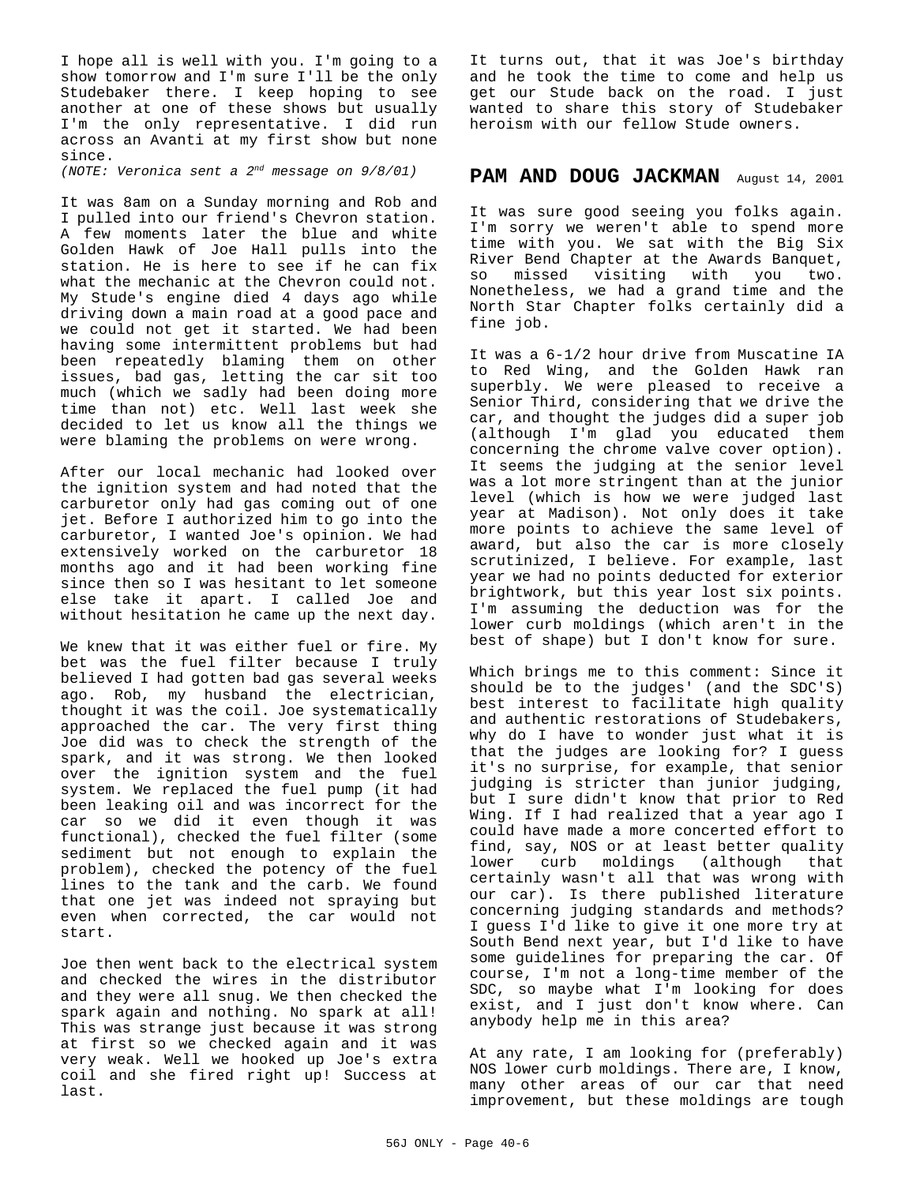I hope all is well with you. I'm going to a show tomorrow and I'm sure I'll be the only Studebaker there. I keep hoping to see another at one of these shows but usually I'm the only representative. I did run across an Avanti at my first show but none since.

*(NOTE: Veronica sent a 2nd message on 9/8/01)*

It was 8am on a Sunday morning and Rob and I pulled into our friend's Chevron station. A few moments later the blue and white Golden Hawk of Joe Hall pulls into the station. He is here to see if he can fix what the mechanic at the Chevron could not. My Stude's engine died 4 days ago while driving down a main road at a good pace and we could not get it started. We had been having some intermittent problems but had been repeatedly blaming them on other issues, bad gas, letting the car sit too much (which we sadly had been doing more time than not) etc. Well last week she decided to let us know all the things we were blaming the problems on were wrong.

After our local mechanic had looked over the ignition system and had noted that the carburetor only had gas coming out of one jet. Before I authorized him to go into the carburetor, I wanted Joe's opinion. We had extensively worked on the carburetor 18 months ago and it had been working fine since then so I was hesitant to let someone else take it apart. I called Joe and without hesitation he came up the next day.

We knew that it was either fuel or fire. My bet was the fuel filter because I truly believed I had gotten bad gas several weeks ago. Rob, my husband the electrician, thought it was the coil. Joe systematically approached the car. The very first thing Joe did was to check the strength of the spark, and it was strong. We then looked over the ignition system and the fuel system. We replaced the fuel pump (it had been leaking oil and was incorrect for the car so we did it even though it was functional), checked the fuel filter (some sediment but not enough to explain the problem), checked the potency of the fuel lines to the tank and the carb. We found that one jet was indeed not spraying but even when corrected, the car would not start.

Joe then went back to the electrical system and checked the wires in the distributor and they were all snug. We then checked the spark again and nothing. No spark at all! This was strange just because it was strong at first so we checked again and it was very weak. Well we hooked up Joe's extra coil and she fired right up! Success at last.

It turns out, that it was Joe's birthday and he took the time to come and help us get our Stude back on the road. I just wanted to share this story of Studebaker heroism with our fellow Stude owners.

## PAM AND DOUG JACKMAN August 14, 2001

It was sure good seeing you folks again. I'm sorry we weren't able to spend more time with you. We sat with the Big Six River Bend Chapter at the Awards Banquet, so missed visiting with you two. Nonetheless, we had a grand time and the North Star Chapter folks certainly did a fine job.

It was a 6-1/2 hour drive from Muscatine IA to Red Wing, and the Golden Hawk ran superbly. We were pleased to receive a Senior Third, considering that we drive the car, and thought the judges did a super job (although I'm glad you educated them concerning the chrome valve cover option). It seems the judging at the senior level was a lot more stringent than at the junior level (which is how we were judged last year at Madison). Not only does it take more points to achieve the same level of award, but also the car is more closely scrutinized, I believe. For example, last year we had no points deducted for exterior brightwork, but this year lost six points. I'm assuming the deduction was for the lower curb moldings (which aren't in the best of shape) but I don't know for sure.

Which brings me to this comment: Since it should be to the judges' (and the SDC'S) best interest to facilitate high quality and authentic restorations of Studebakers, why do I have to wonder just what it is that the judges are looking for? I guess it's no surprise, for example, that senior judging is stricter than junior judging, but I sure didn't know that prior to Red Wing. If I had realized that a year ago I could have made a more concerted effort to find, say, NOS or at least better quality lower curb moldings (although that certainly wasn't all that was wrong with our car). Is there published literature concerning judging standards and methods? I guess I'd like to give it one more try at South Bend next year, but I'd like to have some guidelines for preparing the car. Of course, I'm not a long-time member of the SDC, so maybe what I'm looking for does exist, and I just don't know where. Can anybody help me in this area?

At any rate, I am looking for (preferably) NOS lower curb moldings. There are, I know, many other areas of our car that need improvement, but these moldings are tough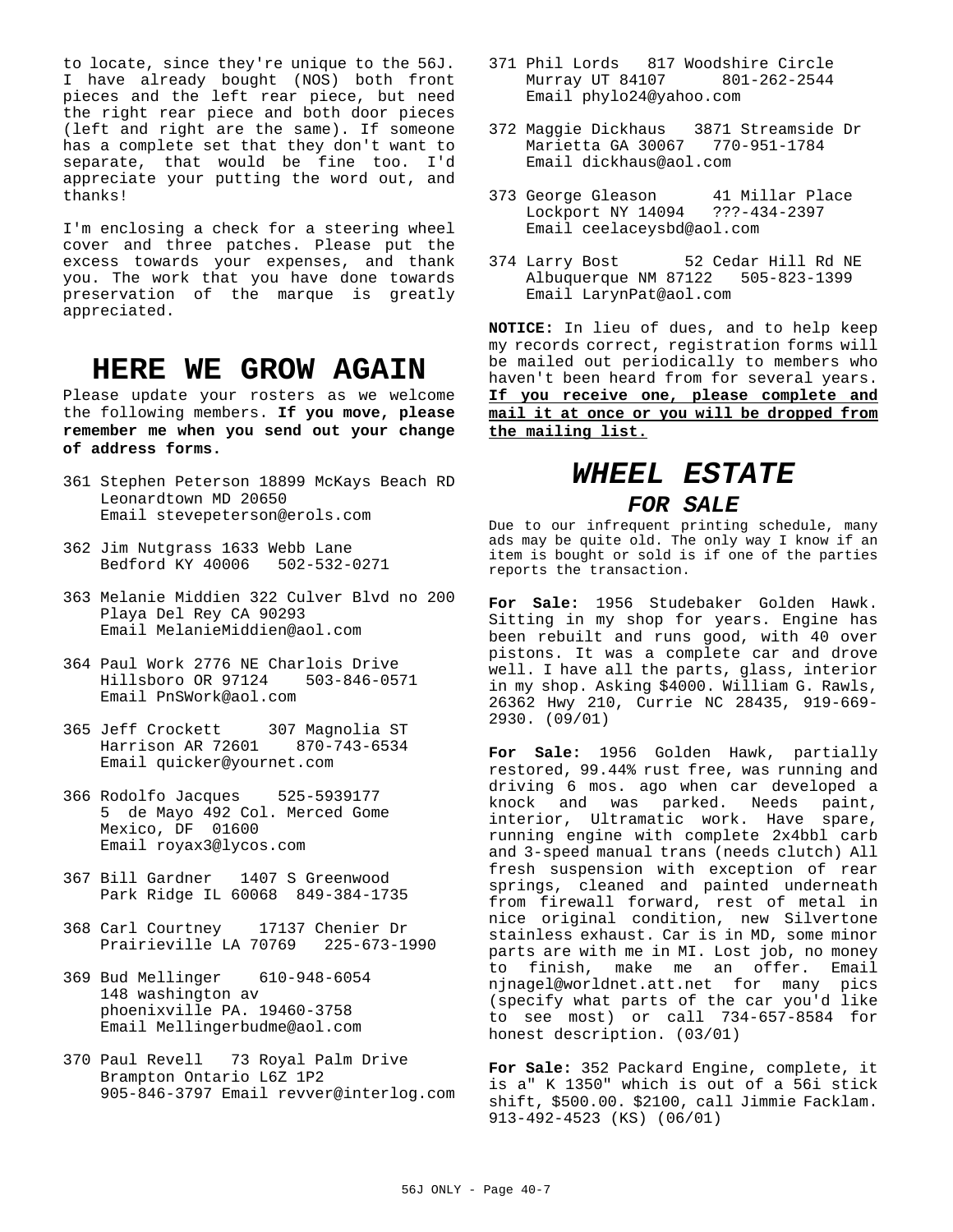to locate, since they're unique to the 56J. I have already bought (NOS) both front pieces and the left rear piece, but need the right rear piece and both door pieces (left and right are the same). If someone has a complete set that they don't want to separate, that would be fine too. I'd appreciate your putting the word out, and thanks!

I'm enclosing a check for a steering wheel cover and three patches. Please put the excess towards your expenses, and thank you. The work that you have done towards preservation of the marque is greatly appreciated.

# HERE WE GROW AGAIN

Please update your rosters as we welcome the following members. **If you move, please remember me when you send out your change of address forms.**

361 Stephen Peterson 18899 McKays Beach RD
Leonardtown MD 20650
Email stevepeterson@erols.com

362 Jim Nutgrass 1633 Webb Lane
Bedford KY 40006 502-532-0271

363 Melanie Middien 322 Culver Blvd no 200
Playa Del Rey CA 90293
Email MelanieMiddien@aol.com

364 Paul Work 2776 NE Charlois Drive
Hillsboro OR 97124 503-846-0571
Email PnSWork@aol.com

365 Jeff Crockett 307 Magnolia ST
Harrison AR 72601 870-743-6534
Email quicker@yournet.com

366 Rodolfo Jacques 525-5939177
5 de Mayo 492 Col. Merced Gome
Mexico, DF 01600
Email royax3@lycos.com

367 Bill Gardner 1407 S Greenwood
Park Ridge IL 60068 849-384-1735

368 Carl Courtney 17137 Chenier Dr
Prairieville LA 70769 225-673-1990

369 Bud Mellinger 610-948-6054
148 washington av
phoenixville PA. 19460-3758
Email Mellingerbudme@aol.com

370 Paul Revell 73 Royal Palm Drive
Brampton Ontario L6Z 1P2
905-846-3797 Email revver@interlog.com

371 Phil Lords 817 Woodshire Circle
Murray UT 84107 801-262-2544
Email phylo24@yahoo.com

372 Maggie Dickhaus 3871 Streamside Dr
Marietta GA 30067 770-951-1784
Email dickhaus@aol.com

373 George Gleason 41 Millar Place
Lockport NY 14094 ???-434-2397
Email ceelaceysbd@aol.com

374 Larry Bost 52 Cedar Hill Rd NE
Albuquerque NM 87122 505-823-1399
Email LarynPat@aol.com

**NOTICE:** In lieu of dues, and to help keep my records correct, registration forms will be mailed out periodically to members who haven't been heard from for several years. **If you receive one, please complete and mail it at once or you will be dropped from the mailing list.**

# *WHEEL ESTATE*

## *FOR SALE*

Due to our infrequent printing schedule, many ads may be quite old. The only way I know if an item is bought or sold is if one of the parties reports the transaction.

**For Sale:** 1956 Studebaker Golden Hawk. Sitting in my shop for years. Engine has been rebuilt and runs good, with 40 over pistons. It was a complete car and drove well. I have all the parts, glass, interior in my shop. Asking $4000. William G. Rawls, 26362 Hwy 210, Currie NC 28435, 919-669-2930. (09/01)

**For Sale:** 1956 Golden Hawk, partially restored, 99.44% rust free, was running and driving 6 mos. ago when car developed a knock and was parked. Needs paint, interior, Ultramatic work. Have spare, running engine with complete 2x4bbl carb and 3-speed manual trans (needs clutch) All fresh suspension with exception of rear springs, cleaned and painted underneath from firewall forward, rest of metal in nice original condition, new Silvertone stainless exhaust. Car is in MD, some minor parts are with me in MI. Lost job, no money to finish, make me an offer. Email njnagel@worldnet.att.net for many pics (specify what parts of the car you'd like to see most) or call 734-657-8584 for honest description. (03/01)

**For Sale:** 352 Packard Engine, complete, it is a" K 1350" which is out of a 56i stick shift, $500.00. $2100, call Jimmie Facklam. 913-492-4523 (KS) (06/01)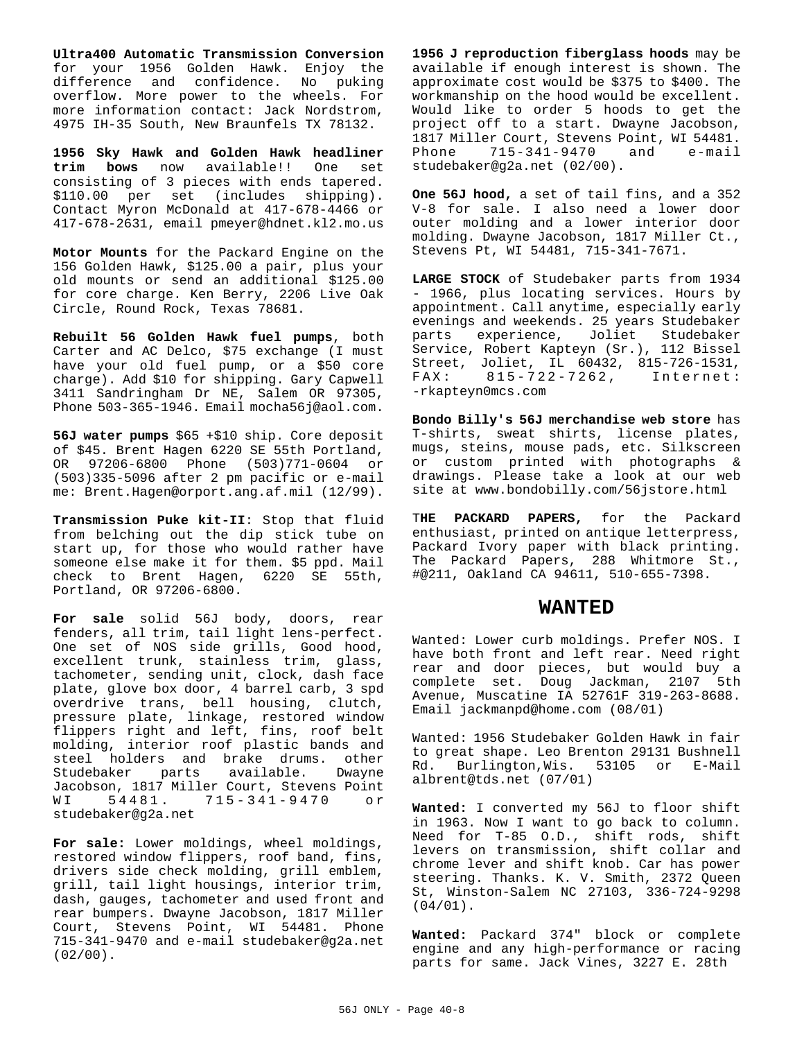**Ultra400 Automatic Transmission Conversion** for your 1956 Golden Hawk. Enjoy the difference and confidence. No puking overflow. More power to the wheels. For more information contact: Jack Nordstrom, 4975 IH-35 South, New Braunfels TX 78132.

**1956 Sky Hawk and Golden Hawk headliner trim bows** now available!! One set consisting of 3 pieces with ends tapered. $110.00 per set (includes shipping). Contact Myron McDonald at 417-678-4466 or 417-678-2631, email pmeyer@hdnet.kl2.mo.us

**Motor Mounts** for the Packard Engine on the 156 Golden Hawk, $125.00 a pair, plus your old mounts or send an additional $125.00 for core charge. Ken Berry, 2206 Live Oak Circle, Round Rock, Texas 78681.

**Rebuilt 56 Golden Hawk fuel pumps**, both Carter and AC Delco, $75 exchange (I must have your old fuel pump, or a $50 core charge). Add $10 for shipping. Gary Capwell 3411 Sandringham Dr NE, Salem OR 97305, Phone 503-365-1946. Email mocha56j@aol.com.

**56J water pumps** $65 +$10 ship. Core deposit of $45. Brent Hagen 6220 SE 55th Portland, OR 97206-6800 Phone (503)771-0604 or (503)335-5096 after 2 pm pacific or e-mail me: Brent.Hagen@orport.ang.af.mil (12/99).

**Transmission Puke kit-II**: Stop that fluid from belching out the dip stick tube on start up, for those who would rather have someone else make it for them. $5 ppd. Mail check to Brent Hagen, 6220 SE 55th, Portland, OR 97206-6800.

**For sale** solid 56J body, doors, rear fenders, all trim, tail light lens-perfect. One set of NOS side grills, Good hood, excellent trunk, stainless trim, glass, tachometer, sending unit, clock, dash face plate, glove box door, 4 barrel carb, 3 spd overdrive trans, bell housing, clutch, pressure plate, linkage, restored window flippers right and left, fins, roof belt molding, interior roof plastic bands and steel holders and brake drums. other Studebaker parts available. Dwayne Jacobson, 1817 Miller Court, Stevens Point WI 54481. 715-341-9470 or studebaker@g2a.net

**For sale:** Lower moldings, wheel moldings, restored window flippers, roof band, fins, drivers side check molding, grill emblem, grill, tail light housings, interior trim, dash, gauges, tachometer and used front and rear bumpers. Dwayne Jacobson, 1817 Miller Court, Stevens Point, WI 54481. Phone 715-341-9470 and e-mail studebaker@g2a.net (02/00).

**1956 J reproduction fiberglass hoods** may be available if enough interest is shown. The approximate cost would be $375 to $400. The workmanship on the hood would be excellent. Would like to order 5 hoods to get the project off to a start. Dwayne Jacobson, 1817 Miller Court, Stevens Point, WI 54481. Phone 715-341-9470 and e-mail studebaker@g2a.net (02/00).

**One 56J hood,** a set of tail fins, and a 352 V-8 for sale. I also need a lower door outer molding and a lower interior door molding. Dwayne Jacobson, 1817 Miller Ct., Stevens Pt, WI 54481, 715-341-7671.

**LARGE STOCK** of Studebaker parts from 1934 - 1966, plus locating services. Hours by appointment. Call anytime, especially early evenings and weekends. 25 years Studebaker parts experience, Joliet Studebaker Service, Robert Kapteyn (Sr.), 112 Bissel Street, Joliet, IL 60432, 815-726-1531, FAX: 815-722-7262, Internet: -rkapteyn0mcs.com

**Bondo Billy's 56J merchandise web store** has T-shirts, sweat shirts, license plates, mugs, steins, mouse pads, etc. Silkscreen or custom printed with photographs & drawings. Please take a look at our web site at www.bondobilly.com/56jstore.html

**THE PACKARD PAPERS,** for the Packard enthusiast, printed on antique letterpress, Packard Ivory paper with black printing. The Packard Papers, 288 Whitmore St., #@211, Oakland CA 94611, 510-655-7398.

## WANTED

Wanted: Lower curb moldings. Prefer NOS. I have both front and left rear. Need right rear and door pieces, but would buy a complete set. Doug Jackman, 2107 5th Avenue, Muscatine IA 52761F 319-263-8688. Email jackmanpd@home.com (08/01)

Wanted: 1956 Studebaker Golden Hawk in fair to great shape. Leo Brenton 29131 Bushnell Rd. Burlington,Wis. 53105 or E-Mail albrent@tds.net (07/01)

**Wanted:** I converted my 56J to floor shift in 1963. Now I want to go back to column. Need for T-85 O.D., shift rods, shift levers on transmission, shift collar and chrome lever and shift knob. Car has power steering. Thanks. K. V. Smith, 2372 Queen St, Winston-Salem NC 27103, 336-724-9298 (04/01).

**Wanted:** Packard 374" block or complete engine and any high-performance or racing parts for same. Jack Vines, 3227 E. 28th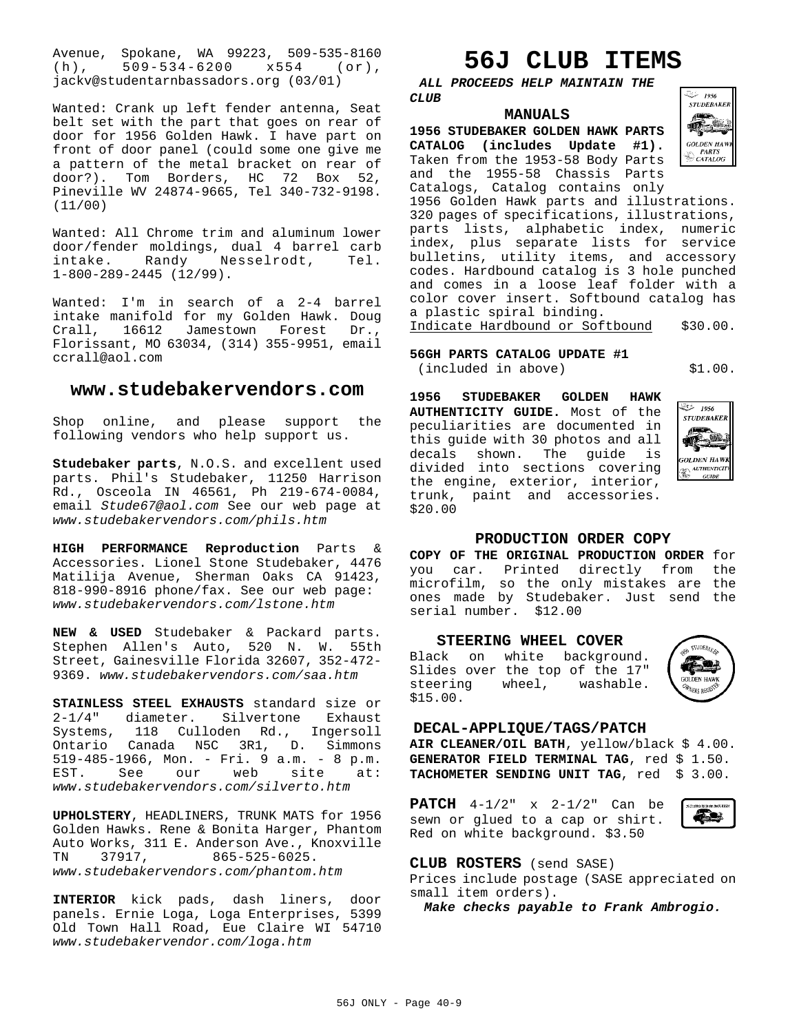Avenue, Spokane, WA 99223, 509-535-8160 (h), 509-534-6200 x554 (or), jackv@studentarnbassadors.org (03/01)

Wanted: Crank up left fender antenna, Seat belt set with the part that goes on rear of door for 1956 Golden Hawk. I have part on front of door panel (could some one give me a pattern of the metal bracket on rear of door?). Tom Borders, HC 72 Box 52, Pineville WV 24874-9665, Tel 340-732-9198. (11/00)

Wanted: All Chrome trim and aluminum lower door/fender moldings, dual 4 barrel carb intake. Randy Nesselrodt, Tel. 1-800-289-2445 (12/99).

Wanted: I'm in search of a 2-4 barrel intake manifold for my Golden Hawk. Doug Crall, 16612 Jamestown Forest Dr., Florissant, MO 63034, (314) 355-9951, email ccrall@aol.com

## www.studebakervendors.com

Shop online, and please support the following vendors who help support us.

**Studebaker parts**, N.O.S. and excellent used parts. Phil's Studebaker, 11250 Harrison Rd., Osceola IN 46561, Ph 219-674-0084, email *Stude67@aol.com* See our web page at *www.studebakervendors.com/phils.htm*

**HIGH PERFORMANCE Reproduction** Parts & Accessories. Lionel Stone Studebaker, 4476 Matilija Avenue, Sherman Oaks CA 91423, 818-990-8916 phone/fax. See our web page: *www.studebakervendors.com/lstone.htm*

**NEW & USED** Studebaker & Packard parts. Stephen Allen's Auto, 520 N. W. 55th Street, Gainesville Florida 32607, 352-472-9369. *www.studebakervendors.com/saa.htm*

**STAINLESS STEEL EXHAUSTS** standard size or 2-1/4" diameter. Silvertone Exhaust Systems, 118 Culloden Rd., Ingersoll Ontario Canada N5C 3R1, D. Simmons 519-485-1966, Mon. - Fri. 9 a.m. - 8 p.m. EST. See our web site at: *www.studebakervendors.com/silverto.htm*

**UPHOLSTERY**, HEADLINERS, TRUNK MATS for 1956 Golden Hawks. Rene & Bonita Harger, Phantom Auto Works, 311 E. Anderson Ave., Knoxville TN 37917, 865-525-6025. *www.studebakervendors.com/phantom.htm*

**INTERIOR** kick pads, dash liners, door panels. Ernie Loga, Loga Enterprises, 5399 Old Town Hall Road, Eue Claire WI 54710 *www.studebakervendor.com/loga.htm*

# 56J CLUB ITEMS

***ALL PROCEEDS HELP MAINTAIN THE CLUB***

### MANUALS

**1956 STUDEBAKER GOLDEN HAWK PARTS CATALOG (includes Update #1).** Taken from the 1953-58 Body Parts and the 1955-58 Chassis Parts Catalogs, Catalog contains only 1956 Golden Hawk parts and illustrations. 320 pages of specifications, illustrations, parts lists, alphabetic index, numeric index, plus separate lists for service bulletins, utility items, and accessory codes. Hardbound catalog is 3 hole punched and comes in a loose leaf folder with a color cover insert. Softbound catalog has a plastic spiral binding.
Indicate Hardbound or Softbound $30.00.

**56GH PARTS CATALOG UPDATE #1**
(included in above) $1.00.

**1956 STUDEBAKER GOLDEN HAWK AUTHENTICITY GUIDE.** Most of the peculiarities are documented in this guide with 30 photos and all decals shown. The guide is divided into sections covering the engine, exterior, interior, trunk, paint and accessories. $20.00

### PRODUCTION ORDER COPY

**COPY OF THE ORIGINAL PRODUCTION ORDER** for you car. Printed directly from the microfilm, so the only mistakes are the ones made by Studebaker. Just send the serial number. $12.00

### STEERING WHEEL COVER

Black on white background. Slides over the top of the 17" steering wheel, washable. $15.00.

### DECAL-APPLIQUE/TAGS/PATCH

**AIR CLEANER/OIL BATH**, yellow/black $ 4.00.
**GENERATOR FIELD TERMINAL TAG**, red $ 1.50.
**TACHOMETER SENDING UNIT TAG**, red $ 3.00.

**PATCH** 4-1/2" x 2-1/2" Can be sewn or glued to a cap or shirt. Red on white background. $3.50

**CLUB ROSTERS** (send SASE)
Prices include postage (SASE appreciated on small item orders).

***Make checks payable to Frank Ambrogio.***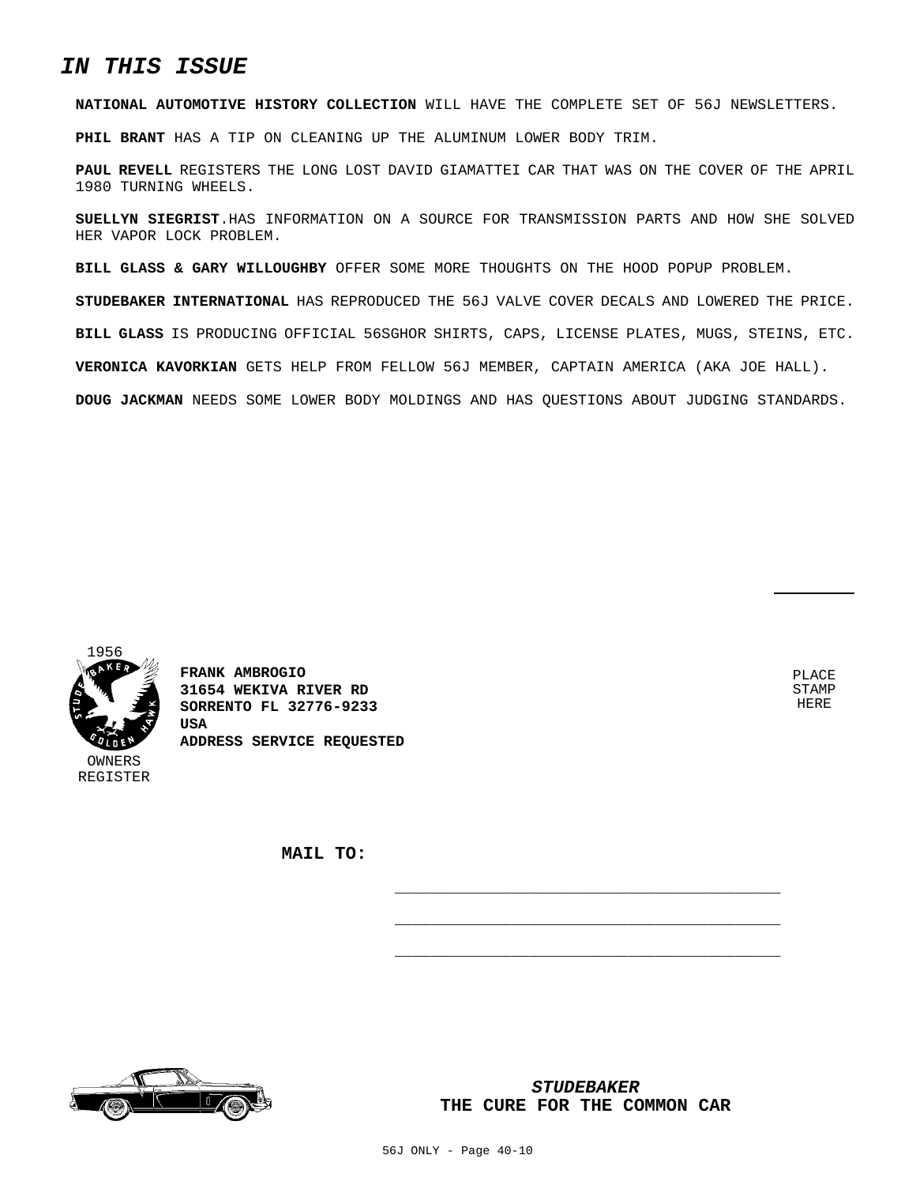# *IN THIS ISSUE*

**NATIONAL AUTOMOTIVE HISTORY COLLECTION** WILL HAVE THE COMPLETE SET OF 56J NEWSLETTERS.

**PHIL BRANT** HAS A TIP ON CLEANING UP THE ALUMINUM LOWER BODY TRIM.

**PAUL REVELL** REGISTERS THE LONG LOST DAVID GIAMATTEI CAR THAT WAS ON THE COVER OF THE APRIL 1980 TURNING WHEELS.

**SUELLYN SIEGRIST**.HAS INFORMATION ON A SOURCE FOR TRANSMISSION PARTS AND HOW SHE SOLVED HER VAPOR LOCK PROBLEM.

**BILL GLASS & GARY WILLOUGHBY** OFFER SOME MORE THOUGHTS ON THE HOOD POPUP PROBLEM.

**STUDEBAKER INTERNATIONAL** HAS REPRODUCED THE 56J VALVE COVER DECALS AND LOWERED THE PRICE.

**BILL GLASS** IS PRODUCING OFFICIAL 56SGHOR SHIRTS, CAPS, LICENSE PLATES, MUGS, STEINS, ETC.

**VERONICA KAVORKIAN** GETS HELP FROM FELLOW 56J MEMBER, CAPTAIN AMERICA (AKA JOE HALL).

**DOUG JACKMAN** NEEDS SOME LOWER BODY MOLDINGS AND HAS QUESTIONS ABOUT JUDGING STANDARDS.

1956 STUDEBAKER GOLDEN HAWK OWNERS REGISTER

**FRANK AMBROGIO**
**31654 WEKIVA RIVER RD**
**SORRENTO FL 32776-9233**
**USA**
**ADDRESS SERVICE REQUESTED**

PLACE STAMP HERE

**MAIL TO:**

___________________________________________

___________________________________________

___________________________________________

***STUDEBAKER***
**THE CURE FOR THE COMMON CAR**